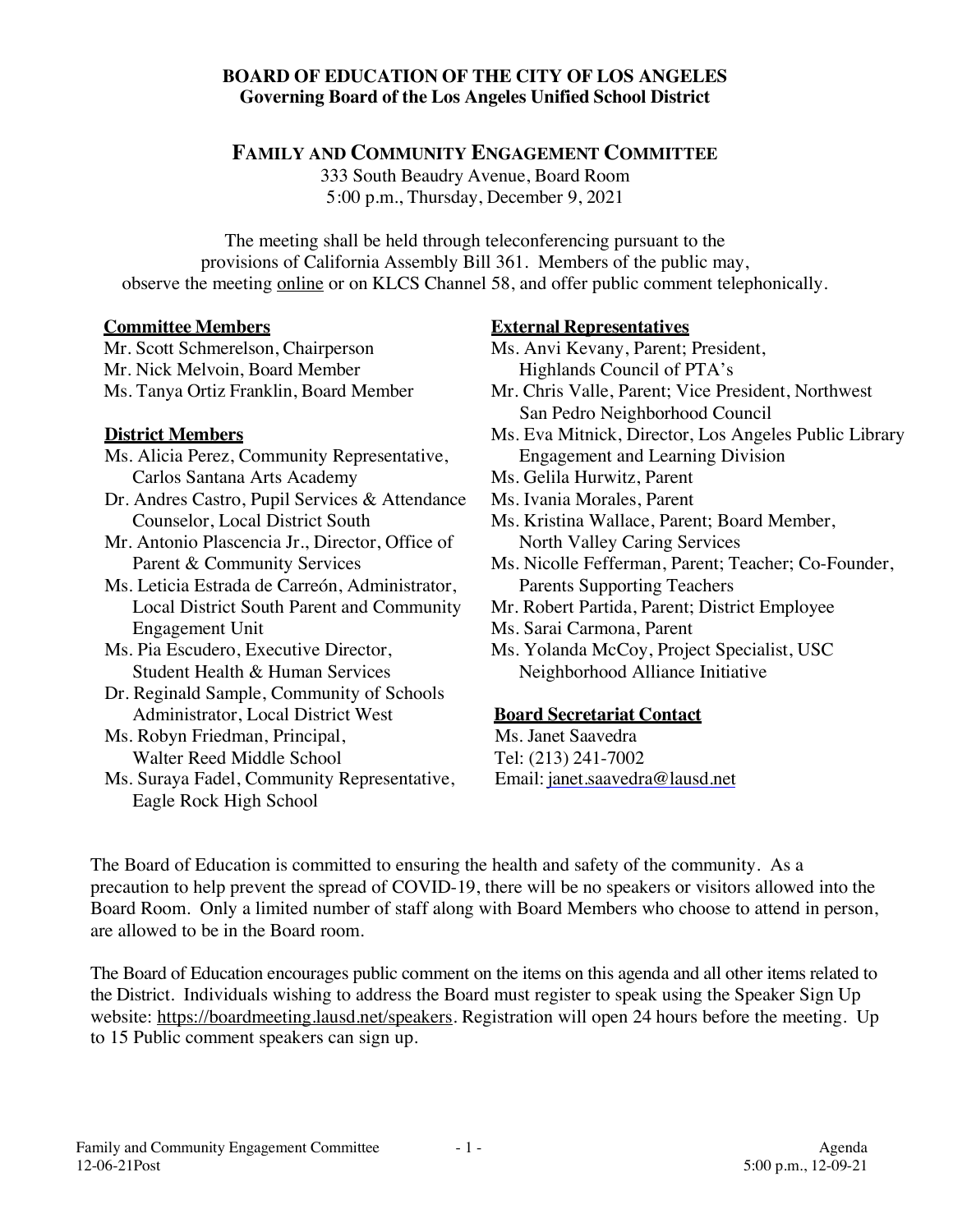**BOARD OF EDUCATION OF THE CITY OF LOS ANGELES**
**Governing Board of the Los Angeles Unified School District**

# FAMILY AND COMMUNITY ENGAGEMENT COMMITTEE

333 South Beaudry Avenue, Board Room
5:00 p.m., Thursday, December 9, 2021

The meeting shall be held through teleconferencing pursuant to the provisions of California Assembly Bill 361. Members of the public may, observe the meeting online or on KLCS Channel 58, and offer public comment telephonically.

**Committee Members**

Mr. Scott Schmerelson, Chairperson
Mr. Nick Melvoin, Board Member
Ms. Tanya Ortiz Franklin, Board Member

**District Members**

- Ms. Alicia Perez, Community Representative, Carlos Santana Arts Academy
- Dr. Andres Castro, Pupil Services & Attendance Counselor, Local District South
- Mr. Antonio Plascencia Jr., Director, Office of Parent & Community Services
- Ms. Leticia Estrada de Carreón, Administrator, Local District South Parent and Community Engagement Unit
- Ms. Pia Escudero, Executive Director, Student Health & Human Services
- Dr. Reginald Sample, Community of Schools Administrator, Local District West
- Ms. Robyn Friedman, Principal, Walter Reed Middle School
- Ms. Suraya Fadel, Community Representative, Eagle Rock High School

**External Representatives**

- Ms. Anvi Kevany, Parent; President, Highlands Council of PTA's
- Mr. Chris Valle, Parent; Vice President, Northwest San Pedro Neighborhood Council
- Ms. Eva Mitnick, Director, Los Angeles Public Library Engagement and Learning Division
- Ms. Gelila Hurwitz, Parent
- Ms. Ivania Morales, Parent
- Ms. Kristina Wallace, Parent; Board Member, North Valley Caring Services
- Ms. Nicolle Fefferman, Parent; Teacher; Co-Founder, Parents Supporting Teachers
- Mr. Robert Partida, Parent; District Employee
- Ms. Sarai Carmona, Parent
- Ms. Yolanda McCoy, Project Specialist, USC Neighborhood Alliance Initiative

**Board Secretariat Contact**

Ms. Janet Saavedra
Tel: (213) 241-7002
Email: janet.saavedra@lausd.net

The Board of Education is committed to ensuring the health and safety of the community. As a precaution to help prevent the spread of COVID-19, there will be no speakers or visitors allowed into the Board Room. Only a limited number of staff along with Board Members who choose to attend in person, are allowed to be in the Board room.

The Board of Education encourages public comment on the items on this agenda and all other items related to the District. Individuals wishing to address the Board must register to speak using the Speaker Sign Up website: https://boardmeeting.lausd.net/speakers. Registration will open 24 hours before the meeting. Up to 15 Public comment speakers can sign up.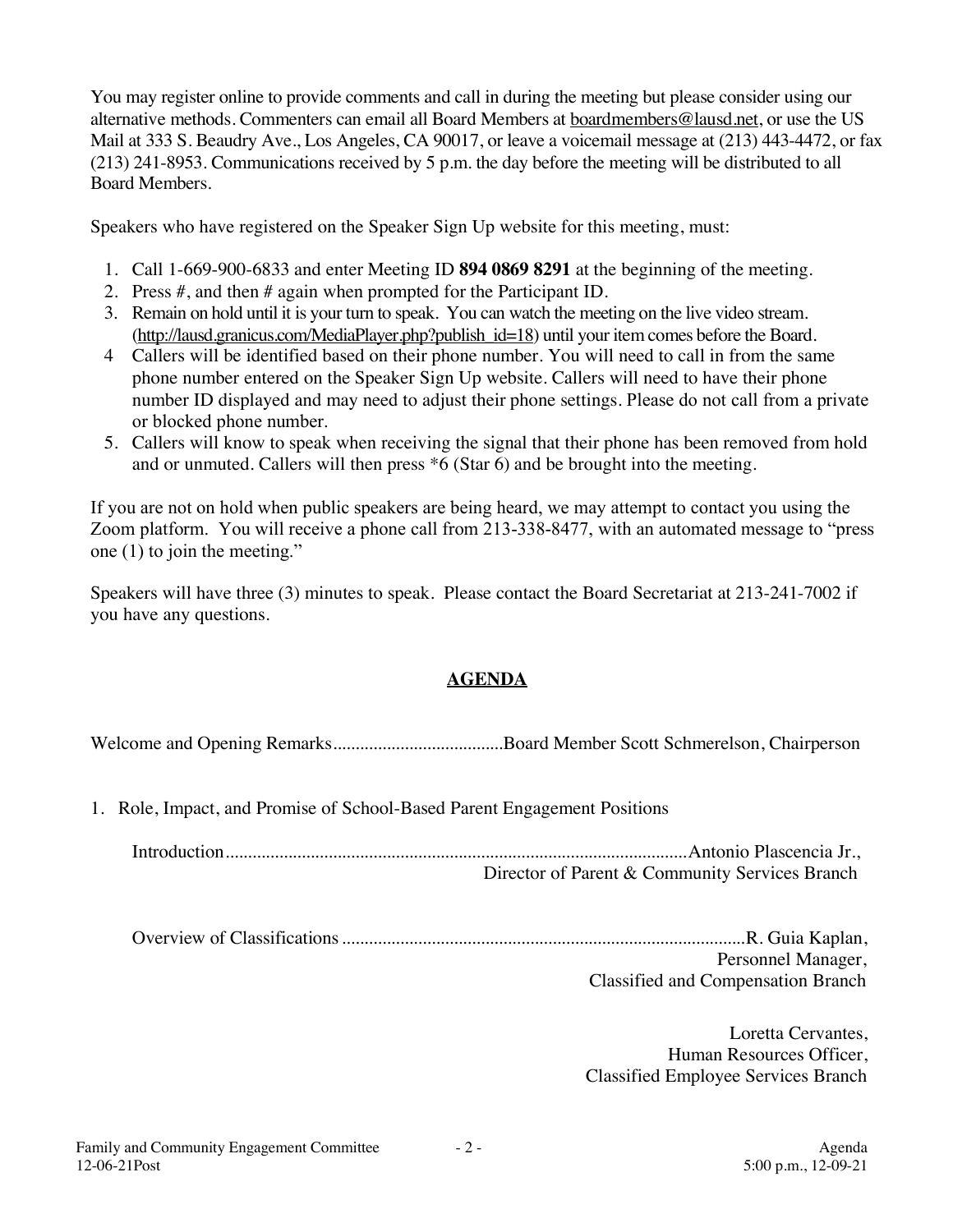You may register online to provide comments and call in during the meeting but please consider using our alternative methods. Commenters can email all Board Members at boardmembers@lausd.net, or use the US Mail at 333 S. Beaudry Ave., Los Angeles, CA 90017, or leave a voicemail message at (213) 443-4472, or fax (213) 241-8953. Communications received by 5 p.m. the day before the meeting will be distributed to all Board Members.

Speakers who have registered on the Speaker Sign Up website for this meeting, must:

1. Call 1-669-900-6833 and enter Meeting ID **894 0869 8291** at the beginning of the meeting.
2. Press #, and then # again when prompted for the Participant ID.
3. Remain on hold until it is your turn to speak. You can watch the meeting on the live video stream. (http://lausd.granicus.com/MediaPlayer.php?publish_id=18) until your item comes before the Board.
4. Callers will be identified based on their phone number. You will need to call in from the same phone number entered on the Speaker Sign Up website. Callers will need to have their phone number ID displayed and may need to adjust their phone settings. Please do not call from a private or blocked phone number.
5. Callers will know to speak when receiving the signal that their phone has been removed from hold and or unmuted. Callers will then press *6 (Star 6) and be brought into the meeting.

If you are not on hold when public speakers are being heard, we may attempt to contact you using the Zoom platform. You will receive a phone call from 213-338-8477, with an automated message to "press one (1) to join the meeting."

Speakers will have three (3) minutes to speak. Please contact the Board Secretariat at 213-241-7002 if you have any questions.

## AGENDA

Welcome and Opening Remarks......................................Board Member Scott Schmerelson, Chairperson

1. Role, Impact, and Promise of School-Based Parent Engagement Positions

   Introduction.......................................................................................................Antonio Plascencia Jr., Director of Parent & Community Services Branch

   Overview of Classifications ..........................................................................................R. Guia Kaplan, Personnel Manager, Classified and Compensation Branch

   Loretta Cervantes, Human Resources Officer, Classified Employee Services Branch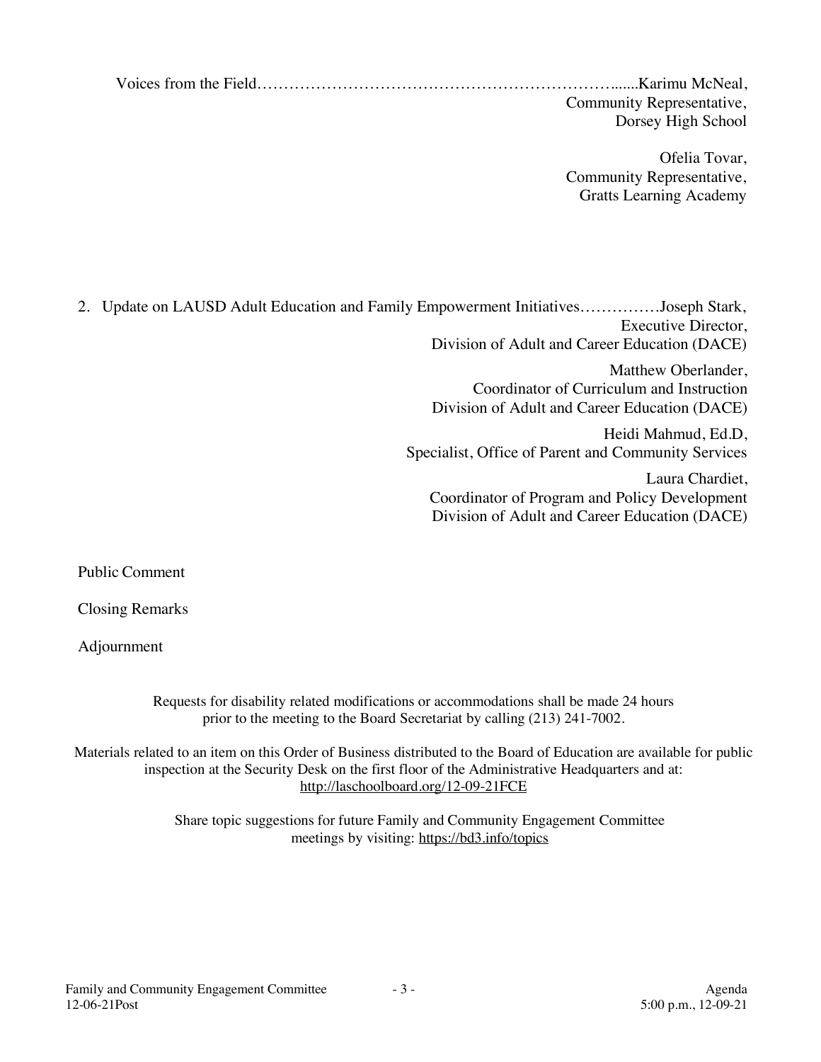Voices from the Field……………………………………………………….......Karimu McNeal, Community Representative, Dorsey High School

Ofelia Tovar, Community Representative, Gratts Learning Academy

2. Update on LAUSD Adult Education and Family Empowerment Initiatives……………Joseph Stark, Executive Director, Division of Adult and Career Education (DACE)

   Matthew Oberlander, Coordinator of Curriculum and Instruction Division of Adult and Career Education (DACE)

   Heidi Mahmud, Ed.D, Specialist, Office of Parent and Community Services

   Laura Chardiet, Coordinator of Program and Policy Development Division of Adult and Career Education (DACE)

Public Comment

Closing Remarks

Adjournment

Requests for disability related modifications or accommodations shall be made 24 hours prior to the meeting to the Board Secretariat by calling (213) 241-7002.

Materials related to an item on this Order of Business distributed to the Board of Education are available for public inspection at the Security Desk on the first floor of the Administrative Headquarters and at: http://laschoolboard.org/12-09-21FCE

Share topic suggestions for future Family and Community Engagement Committee meetings by visiting: https://bd3.info/topics